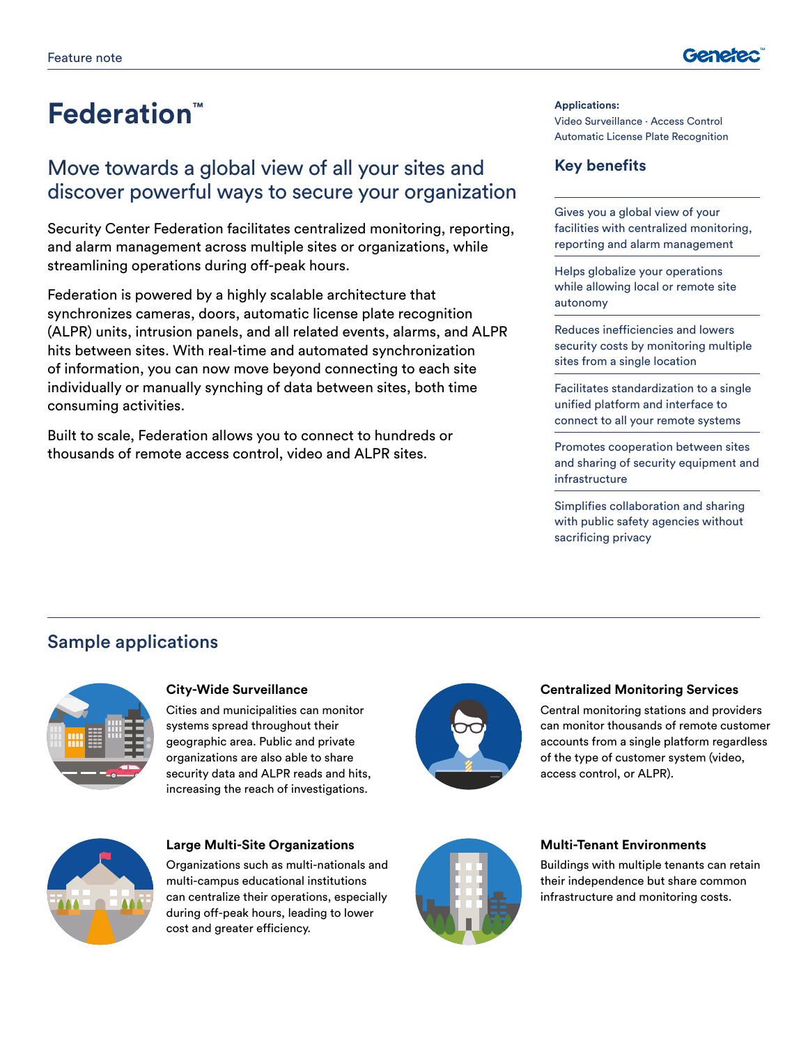Feature note

# Federation™

## Move towards a global view of all your sites and discover powerful ways to secure your organization

Security Center Federation facilitates centralized monitoring, reporting, and alarm management across multiple sites or organizations, while streamlining operations during off-peak hours.

Federation is powered by a highly scalable architecture that synchronizes cameras, doors, automatic license plate recognition (ALPR) units, intrusion panels, and all related events, alarms, and ALPR hits between sites. With real-time and automated synchronization of information, you can now move beyond connecting to each site individually or manually synching of data between sites, both time consuming activities.

Built to scale, Federation allows you to connect to hundreds or thousands of remote access control, video and ALPR sites.

**Applications:**
Video Surveillance · Access Control
Automatic License Plate Recognition

### Key benefits

- Gives you a global view of your facilities with centralized monitoring, reporting and alarm management
- Helps globalize your operations while allowing local or remote site autonomy
- Reduces inefficiencies and lowers security costs by monitoring multiple sites from a single location
- Facilitates standardization to a single unified platform and interface to connect to all your remote systems
- Promotes cooperation between sites and sharing of security equipment and infrastructure
- Simplifies collaboration and sharing with public safety agencies without sacrificing privacy

## Sample applications

**City-Wide Surveillance**

Cities and municipalities can monitor systems spread throughout their geographic area. Public and private organizations are also able to share security data and ALPR reads and hits, increasing the reach of investigations.

**Centralized Monitoring Services**

Central monitoring stations and providers can monitor thousands of remote customer accounts from a single platform regardless of the type of customer system (video, access control, or ALPR).

**Large Multi-Site Organizations**

Organizations such as multi-nationals and multi-campus educational institutions can centralize their operations, especially during off-peak hours, leading to lower cost and greater efficiency.

**Multi-Tenant Environments**

Buildings with multiple tenants can retain their independence but share common infrastructure and monitoring costs.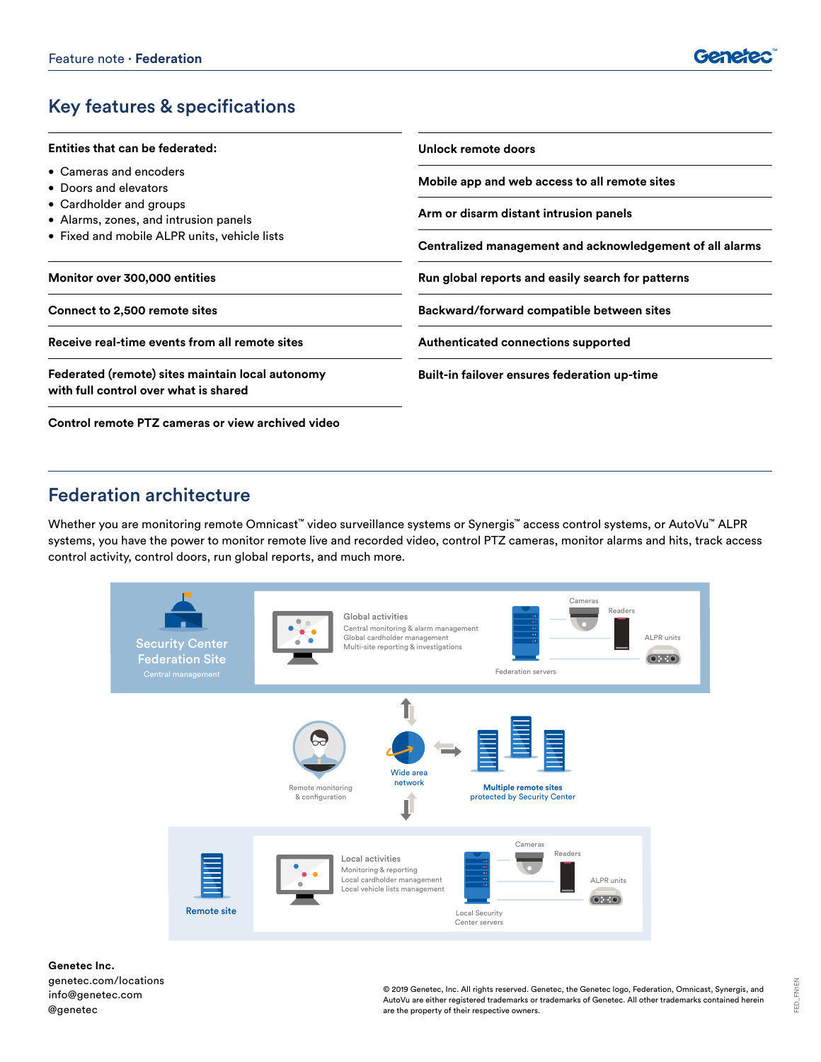## Key features & specifications

**Entities that can be federated:**

- Cameras and encoders
- Doors and elevators
- Cardholder and groups
- Alarms, zones, and intrusion panels
- Fixed and mobile ALPR units, vehicle lists

**Monitor over 300,000 entities**

**Connect to 2,500 remote sites**

**Receive real-time events from all remote sites**

**Federated (remote) sites maintain local autonomy with full control over what is shared**

**Control remote PTZ cameras or view archived video**

**Unlock remote doors**

**Mobile app and web access to all remote sites**

**Arm or disarm distant intrusion panels**

**Centralized management and acknowledgement of all alarms**

**Run global reports and easily search for patterns**

**Backward/forward compatible between sites**

**Authenticated connections supported**

**Built-in failover ensures federation up-time**

## Federation architecture

Whether you are monitoring remote Omnicast™ video surveillance systems or Synergis™ access control systems, or AutoVu™ ALPR systems, you have the power to monitor remote live and recorded video, control PTZ cameras, monitor alarms and hits, track access control activity, control doors, run global reports, and much more.

Security Center Federation Site
Central management
Global activities
Central monitoring & alarm management
Global cardholder management
Multi-site reporting & investigations
Federation servers
Cameras
Readers
ALPR units

Remote monitoring & configuration
Wide area network
Multiple remote sites protected by Security Center

Remote site
Local activities
Monitoring & reporting
Local cardholder management
Local vehicle lists management
Local Security Center servers
Cameras
Readers
ALPR units

**Genetec Inc.**
genetec.com/locations
info@genetec.com
@genetec

© 2019 Genetec, Inc. All rights reserved. Genetec, the Genetec logo, Federation, Omnicast, Synergis, and AutoVu are either registered trademarks or trademarks of Genetec. All other trademarks contained herein are the property of their respective owners.

FED_FN1EN